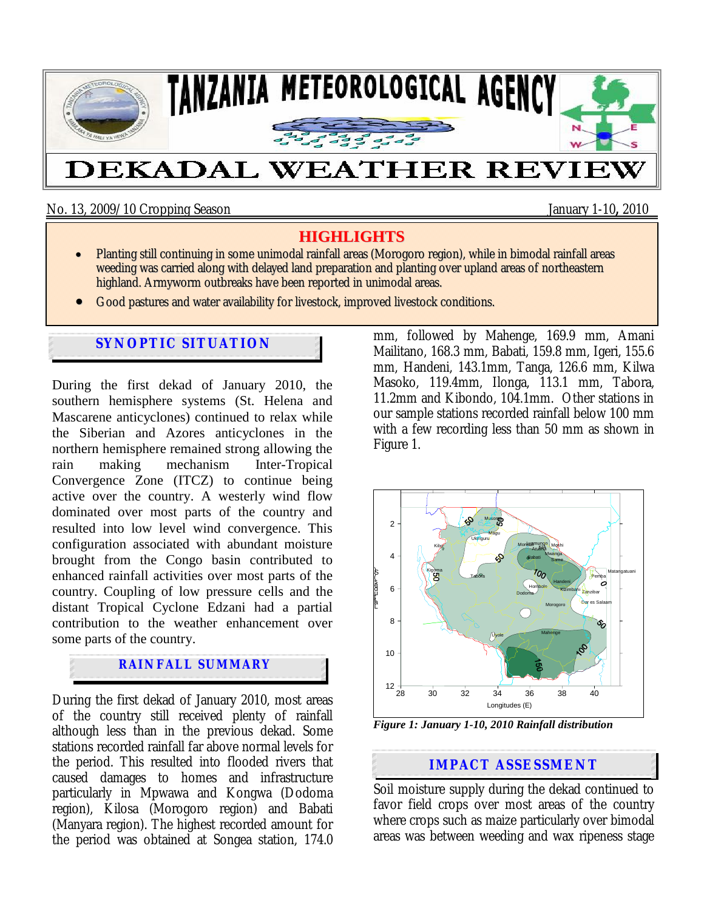# TANZANIA METEOROLOGICAL AGENCY

# DEKADAL WEATHER REVIEW

No. 13, 2009/10 Cropping Season January 1-10, 2010

## HIGHLIGHTS

- Planting still continuing in some unimodal rainfall areas (Morogoro region), while in bimodal rainfall areas weeding was carried along with delayed land preparation and planting over upland areas of northeastern highland. Armyworm outbreaks have been reported in unimodal areas.
- Good pastures and water availability for livestock, improved livestock conditions.

## SYNOPTIC SITUATION

During the first dekad of January 2010, the southern hemisphere systems (St. Helena and Mascarene anticyclones) continued to relax while the Siberian and Azores anticyclones in the northern hemisphere remained strong allowing the rain making mechanism Inter-Tropical Convergence Zone (ITCZ) to continue being active over the country. A westerly wind flow dominated over most parts of the country and resulted into low level wind convergence. This configuration associated with abundant moisture brought from the Congo basin contributed to enhanced rainfall activities over most parts of the country. Coupling of low pressure cells and the distant Tropical Cyclone Edzani had a partial contribution to the weather enhancement over some parts of the country.

## RAINFALL SUMMARY

During the first dekad of January 2010, most areas of the country still received plenty of rainfall although less than in the previous dekad. Some stations recorded rainfall far above normal levels for the period. This resulted into flooded rivers that caused damages to homes and infrastructure particularly in Mpwawa and Kongwa (Dodoma region), Kilosa (Morogoro region) and Babati (Manyara region). The highest recorded amount for the period was obtained at Songea station, 174.0 mm, followed by Mahenge, 169.9 mm, Amani Mailitano, 168.3 mm, Babati, 159.8 mm, Igeri, 155.6 mm, Handeni, 143.1mm, Tanga, 126.6 mm, Kilwa Masoko, 119.4mm, Ilonga, 113.1 mm, Tabora, 11.2mm and Kibondo, 104.1mm. Other stations in our sample stations recorded rainfall below 100 mm with a few recording less than 50 mm as shown in Figure 1.

*Figure 1: January 1-10, 2010 Rainfall distribution*

## IMPACT ASSESSMENT

Soil moisture supply during the dekad continued to favor field crops over most areas of the country where crops such as maize particularly over bimodal areas was between weeding and wax ripeness stage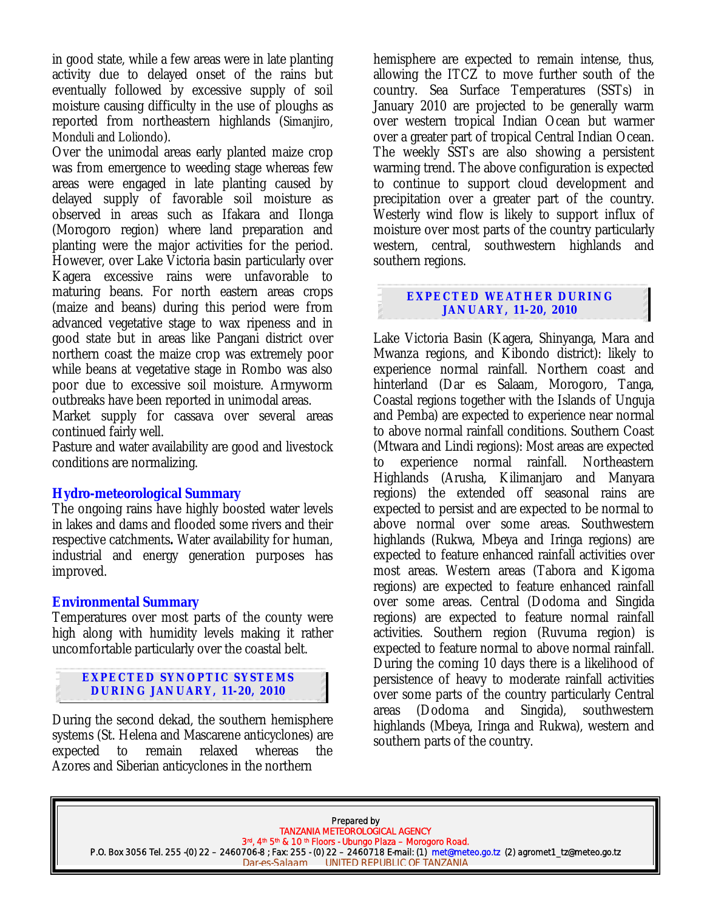in good state, while a few areas were in late planting activity due to delayed onset of the rains but eventually followed by excessive supply of soil moisture causing difficulty in the use of ploughs as reported from northeastern highlands (Simanjiro, Monduli and Loliondo).

Over the unimodal areas early planted maize crop was from emergence to weeding stage whereas few areas were engaged in late planting caused by delayed supply of favorable soil moisture as observed in areas such as Ifakara and Ilonga (Morogoro region) where land preparation and planting were the major activities for the period. However, over Lake Victoria basin particularly over Kagera excessive rains were unfavorable to maturing beans. For north eastern areas crops (maize and beans) during this period were from advanced vegetative stage to wax ripeness and in good state but in areas like Pangani district over northern coast the maize crop was extremely poor while beans at vegetative stage in Rombo was also poor due to excessive soil moisture. Armyworm outbreaks have been reported in unimodal areas.

Market supply for cassava over several areas continued fairly well.

Pasture and water availability are good and livestock conditions are normalizing.

## Hydro-meteorological Summary

The ongoing rains have highly boosted water levels in lakes and dams and flooded some rivers and their respective catchments**.** Water availability for human, industrial and energy generation purposes has improved.

## Environmental Summary

Temperatures over most parts of the county were high along with humidity levels making it rather uncomfortable particularly over the coastal belt.

## EXPECTED SYNOPTIC SYSTEMS DURING JANUARY, 11-20, 2010

During the second dekad, the southern hemisphere systems (St. Helena and Mascarene anticyclones) are expected to remain relaxed whereas the Azores and Siberian anticyclones in the northern hemisphere are expected to remain intense, thus, allowing the ITCZ to move further south of the country. Sea Surface Temperatures (SSTs) in January 2010 are projected to be generally warm over western tropical Indian Ocean but warmer over a greater part of tropical Central Indian Ocean. The weekly SSTs are also showing a persistent warming trend. The above configuration is expected to continue to support cloud development and precipitation over a greater part of the country. Westerly wind flow is likely to support influx of moisture over most parts of the country particularly western, central, southwestern highlands and southern regions.

## EXPECTED WEATHER DURING JANUARY, 11-20, 2010

Lake Victoria Basin (Kagera, Shinyanga, Mara and Mwanza regions, and Kibondo district): likely to experience normal rainfall. Northern coast and hinterland (Dar es Salaam, Morogoro, Tanga, Coastal regions together with the Islands of Unguja and Pemba) are expected to experience near normal to above normal rainfall conditions. Southern Coast (Mtwara and Lindi regions): Most areas are expected to experience normal rainfall. Northeastern Highlands (Arusha, Kilimanjaro and Manyara regions) the extended off seasonal rains are expected to persist and are expected to be normal to above normal over some areas. Southwestern highlands (Rukwa, Mbeya and Iringa regions) are expected to feature enhanced rainfall activities over most areas. Western areas (Tabora and Kigoma regions) are expected to feature enhanced rainfall over some areas. Central (Dodoma and Singida regions) are expected to feature normal rainfall activities. Southern region (Ruvuma region) is expected to feature normal to above normal rainfall. During the coming 10 days there is a likelihood of persistence of heavy to moderate rainfall activities over some parts of the country particularly Central areas (Dodoma and Singida), southwestern highlands (Mbeya, Iringa and Rukwa), western and southern parts of the country.

Prepared by
TANZANIA METEOROLOGICAL AGENCY
3rd, 4th 5th & 10 th Floors - Ubungo Plaza – Morogoro Road.
P.O. Box 3056 Tel. 255 -(0) 22 – 2460706-8 ; Fax: 255 - (0) 22 – 2460718 E-mail: (1) met@meteo.go.tz (2) agromet1_tz@meteo.go.tz
Dar-es-Salaam UNITED REPUBLIC OF TANZANIA